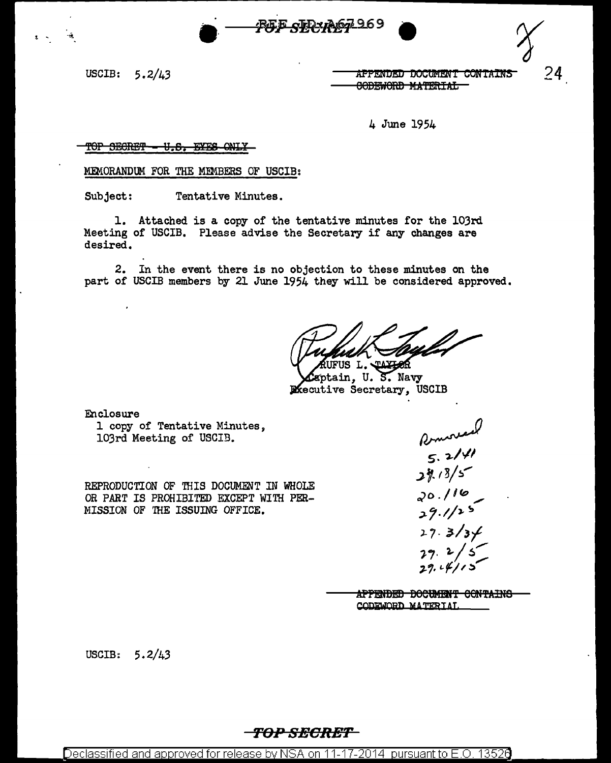REF ID:A67969 TOP SECRET

USCIB: 5.2/43

~~APPENDED DOCUMENT CONTAINS CODEWORD MATERIAL~~

24

4 June 1954

~~TOP SECRET - U.S. EYES ONLY~~

MEMORANDUM FOR THE MEMBERS OF USCIB:

Subject: Tentative Minutes.

1. Attached is a copy of the tentative minutes for the 103rd Meeting of USCIB. Please advise the Secretary if any changes are desired.

2. In the event there is no objection to these minutes on the part of USCIB members by 21 June 1954 they will be considered approved.

RUFUS L. TAYLOR
Captain, U. S. Navy
Executive Secretary, USCIB

Enclosure
1 copy of Tentative Minutes,
103rd Meeting of USCIB.

Removed
5.2/41
28.18/5
20.116
29.1/25
27.3/34
29.2/5
29.14/15

REPRODUCTION OF THIS DOCUMENT IN WHOLE OR PART IS PROHIBITED EXCEPT WITH PERMISSION OF THE ISSUING OFFICE.

~~APPENDED DOCUMENT CONTAINS~~ CODEWORD MATERIAL

USCIB: 5.2/43

TOP SECRET

Declassified and approved for release by NSA on 11-17-2014 pursuant to E.O. 13526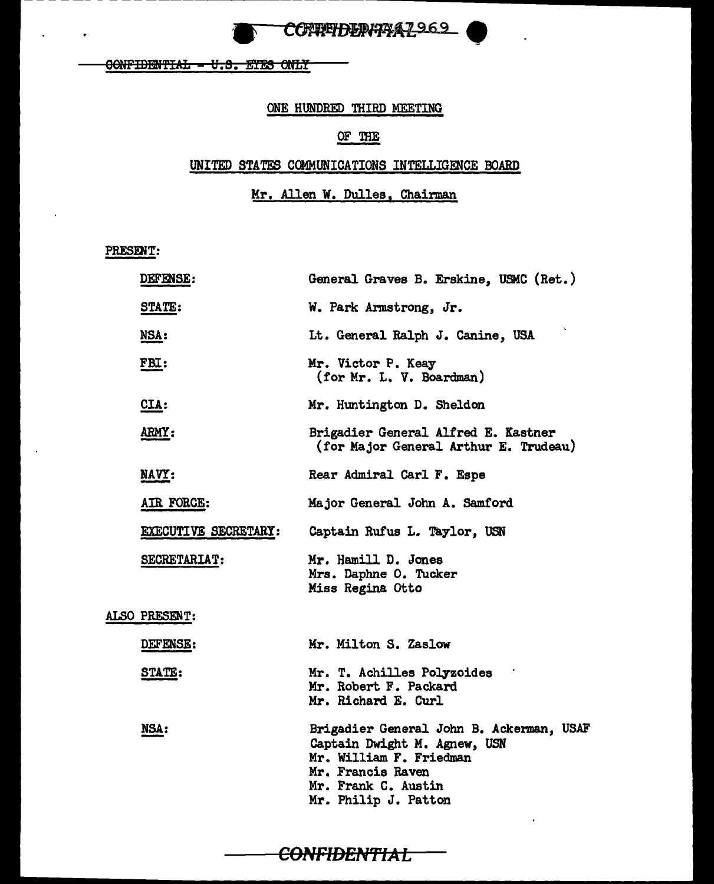CONFIDENTIAL - U.S. EYES ONLY

# ONE HUNDRED THIRD MEETING

# OF THE

# UNITED STATES COMMUNICATIONS INTELLIGENCE BOARD

Mr. Allen W. Dulles, Chairman

PRESENT:

| | |
|---|---|
| DEFENSE: | General Graves B. Erskine, USMC (Ret.) |
| STATE: | W. Park Armstrong, Jr. |
| NSA: | Lt. General Ralph J. Canine, USA |
| FBI: | Mr. Victor P. Keay (for Mr. L. V. Boardman) |
| CIA: | Mr. Huntington D. Sheldon |
| ARMY: | Brigadier General Alfred E. Kastner (for Major General Arthur E. Trudeau) |
| NAVY: | Rear Admiral Carl F. Espe |
| AIR FORCE: | Major General John A. Samford |
| EXECUTIVE SECRETARY: | Captain Rufus L. Taylor, USN |
| SECRETARIAT: | Mr. Hamill D. Jones<br>Mrs. Daphne O. Tucker<br>Miss Regina Otto |

ALSO PRESENT:

| | |
|---|---|
| DEFENSE: | Mr. Milton S. Zaslow |
| STATE: | Mr. T. Achilles Polyzoides<br>Mr. Robert F. Packard<br>Mr. Richard E. Curl |
| NSA: | Brigadier General John B. Ackerman, USAF<br>Captain Dwight M. Agnew, USN<br>Mr. William F. Friedman<br>Mr. Francis Raven<br>Mr. Frank C. Austin<br>Mr. Philip J. Patton |

CONFIDENTIAL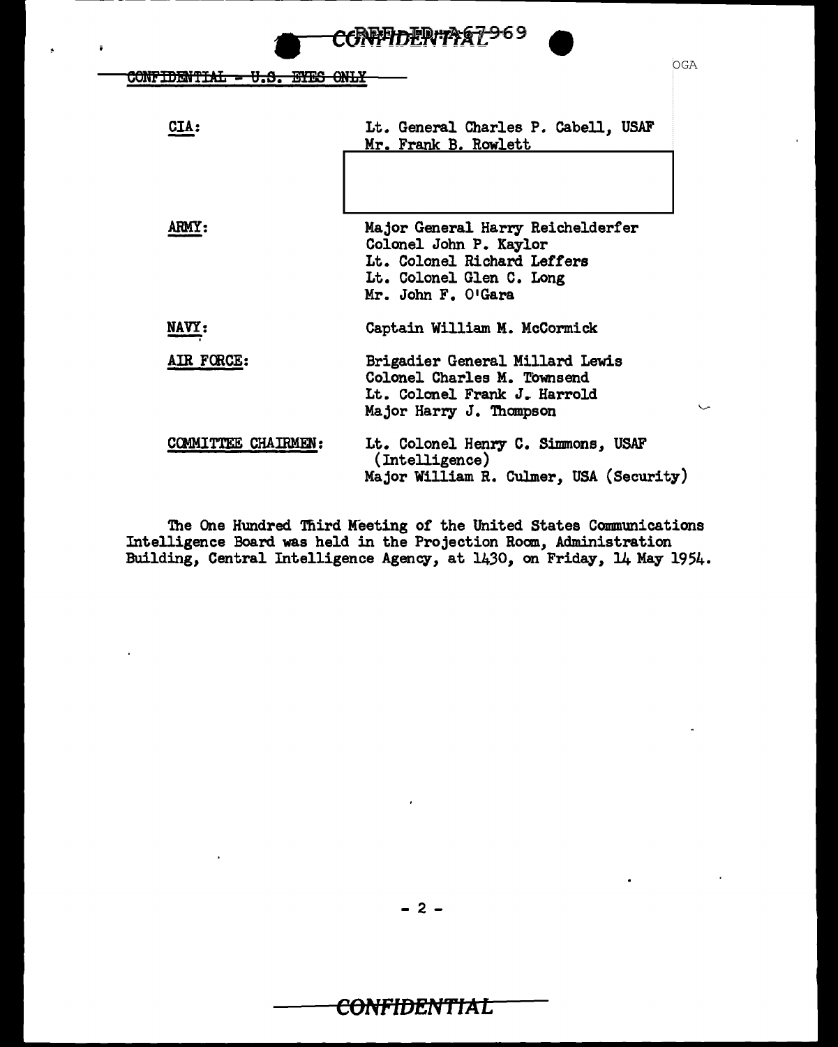CONFIDENTIAL - U.S. EYES ONLY

OGA

| | |
|---|---|
| CIA: | Lt. General Charles P. Cabell, USAF<br>Mr. Frank B. Rowlett |
| ARMY: | Major General Harry Reichelderfer<br>Colonel John P. Kaylor<br>Lt. Colonel Richard Leffers<br>Lt. Colonel Glen C. Long<br>Mr. John F. O'Gara |
| NAVY: | Captain William M. McCormick |
| AIR FORCE: | Brigadier General Millard Lewis<br>Colonel Charles M. Townsend<br>Lt. Colonel Frank J. Harrold<br>Major Harry J. Thompson |
| COMMITTEE CHAIRMEN: | Lt. Colonel Henry C. Simmons, USAF (Intelligence)<br>Major William R. Culmer, USA (Security) |

The One Hundred Third Meeting of the United States Communications Intelligence Board was held in the Projection Room, Administration Building, Central Intelligence Agency, at 1430, on Friday, 14 May 1954.

CONFIDENTIAL